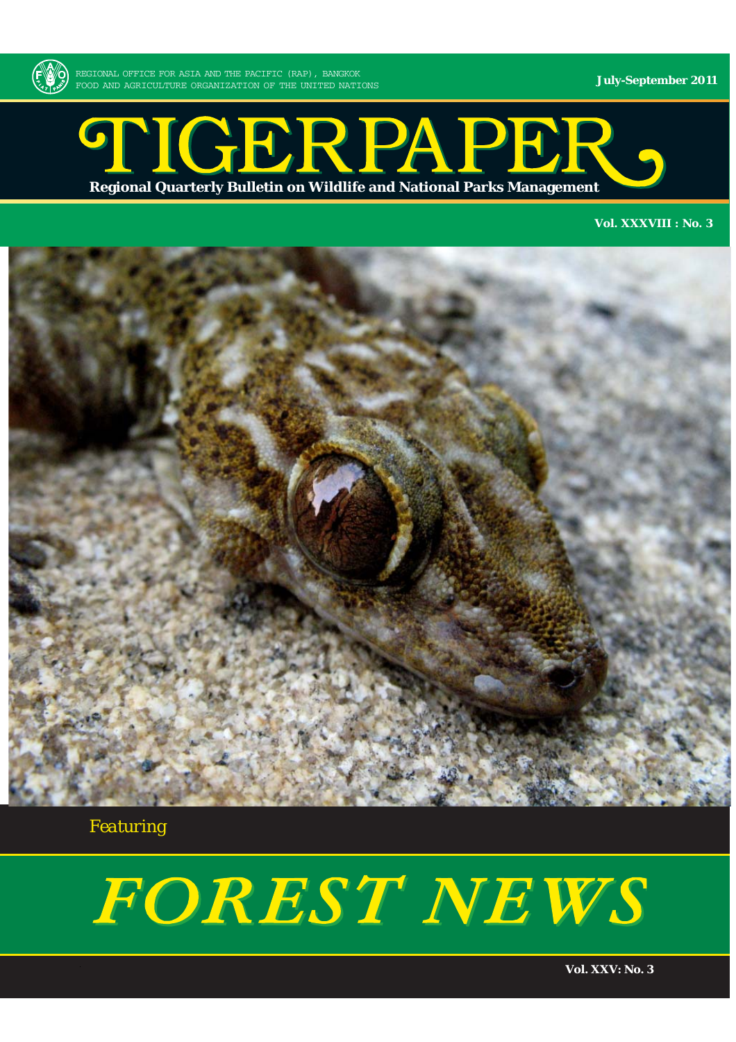REGIONAL OFFICE FOR ASIA AND THE PACIFIC (RAP), BANGKOK
FOOD AND AGRICULTURE ORGANIZATION OF THE UNITED NATIONS

**July-September 2011**

# TIGERPAPER

**Regional Quarterly Bulletin on Wildlife and National Parks Management**

**Vol. XXXVIII : No. 3**

*Featuring*

# *FOREST NEWS*

**Vol. XXV: No. 3**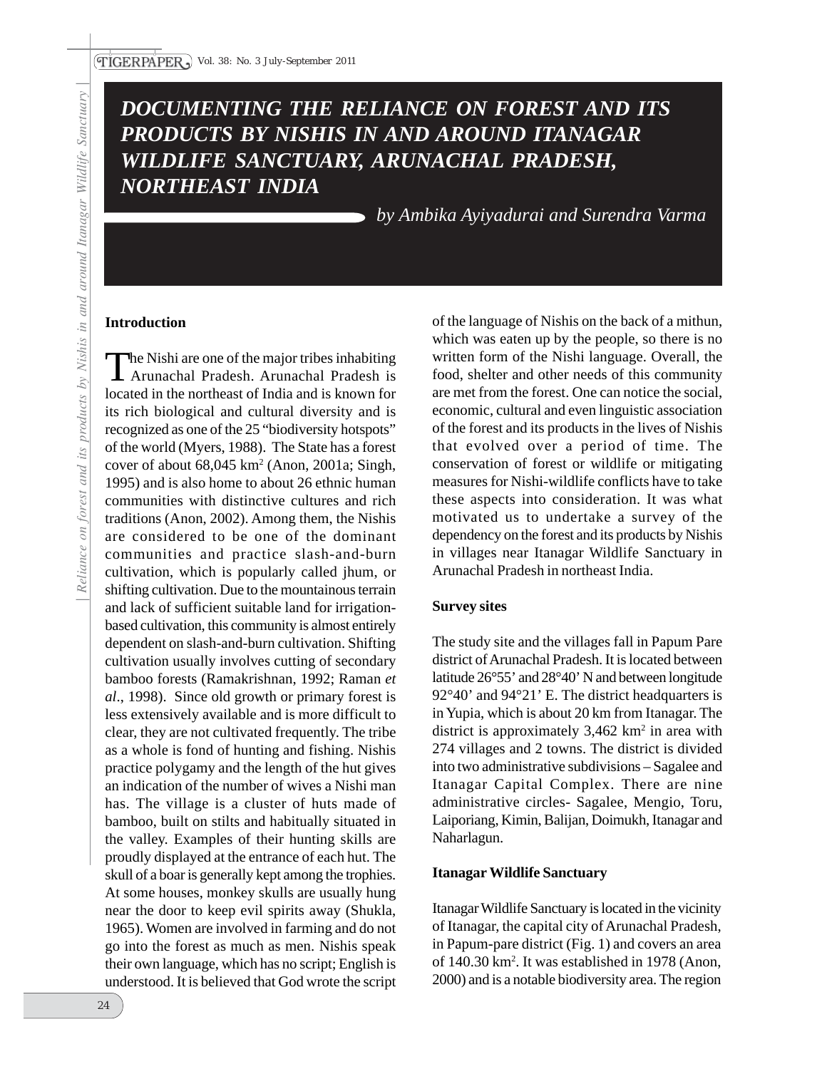# DOCUMENTING THE RELIANCE ON FOREST AND ITS PRODUCTS BY NISHIS IN AND AROUND ITANAGAR WILDLIFE SANCTUARY, ARUNACHAL PRADESH, NORTHEAST INDIA

*by Ambika Ayiyadurai and Surendra Varma*

## Introduction

The Nishi are one of the major tribes inhabiting Arunachal Pradesh. Arunachal Pradesh is located in the northeast of India and is known for its rich biological and cultural diversity and is recognized as one of the 25 "biodiversity hotspots" of the world (Myers, 1988). The State has a forest cover of about 68,045 km$^2$ (Anon, 2001a; Singh, 1995) and is also home to about 26 ethnic human communities with distinctive cultures and rich traditions (Anon, 2002). Among them, the Nishis are considered to be one of the dominant communities and practice slash-and-burn cultivation, which is popularly called jhum, or shifting cultivation. Due to the mountainous terrain and lack of sufficient suitable land for irrigation-based cultivation, this community is almost entirely dependent on slash-and-burn cultivation. Shifting cultivation usually involves cutting of secondary bamboo forests (Ramakrishnan, 1992; Raman *et al*., 1998). Since old growth or primary forest is less extensively available and is more difficult to clear, they are not cultivated frequently. The tribe as a whole is fond of hunting and fishing. Nishis practice polygamy and the length of the hut gives an indication of the number of wives a Nishi man has. The village is a cluster of huts made of bamboo, built on stilts and habitually situated in the valley. Examples of their hunting skills are proudly displayed at the entrance of each hut. The skull of a boar is generally kept among the trophies. At some houses, monkey skulls are usually hung near the door to keep evil spirits away (Shukla, 1965). Women are involved in farming and do not go into the forest as much as men. Nishis speak their own language, which has no script; English is understood. It is believed that God wrote the script of the language of Nishis on the back of a mithun, which was eaten up by the people, so there is no written form of the Nishi language. Overall, the food, shelter and other needs of this community are met from the forest. One can notice the social, economic, cultural and even linguistic association of the forest and its products in the lives of Nishis that evolved over a period of time. The conservation of forest or wildlife or mitigating measures for Nishi-wildlife conflicts have to take these aspects into consideration. It was what motivated us to undertake a survey of the dependency on the forest and its products by Nishis in villages near Itanagar Wildlife Sanctuary in Arunachal Pradesh in northeast India.

## Survey sites

The study site and the villages fall in Papum Pare district of Arunachal Pradesh. It is located between latitude 26°55' and 28°40' N and between longitude 92°40' and 94°21' E. The district headquarters is in Yupia, which is about 20 km from Itanagar. The district is approximately 3,462 km$^2$ in area with 274 villages and 2 towns. The district is divided into two administrative subdivisions – Sagalee and Itanagar Capital Complex. There are nine administrative circles- Sagalee, Mengio, Toru, Laiporiang, Kimin, Balijan, Doimukh, Itanagar and Naharlagun.

## Itanagar Wildlife Sanctuary

Itanagar Wildlife Sanctuary is located in the vicinity of Itanagar, the capital city of Arunachal Pradesh, in Papum-pare district (Fig. 1) and covers an area of 140.30 km$^2$. It was established in 1978 (Anon, 2000) and is a notable biodiversity area. The region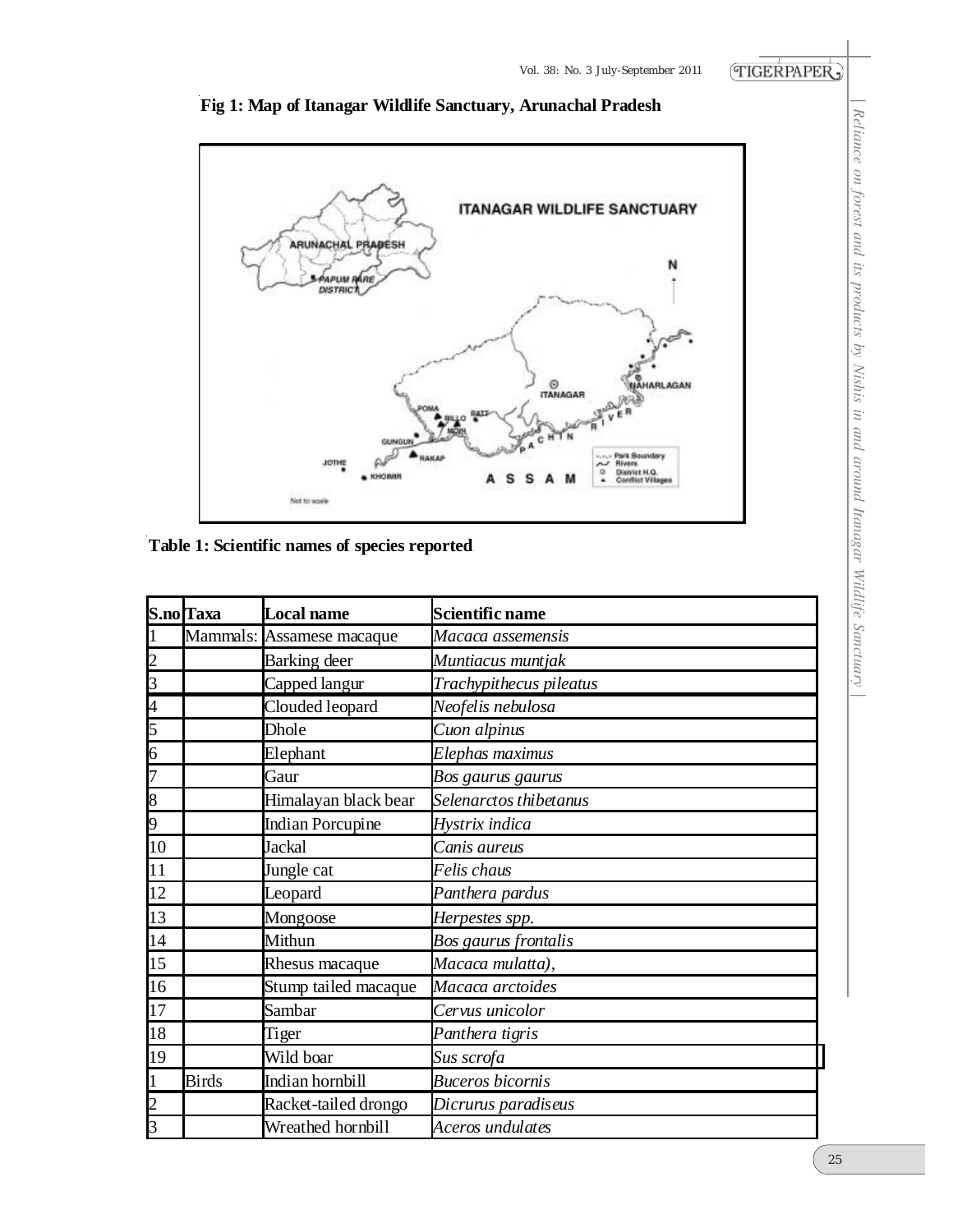**Fig 1: Map of Itanagar Wildlife Sanctuary, Arunachal Pradesh**

**Table 1: Scientific names of species reported**

| S.no | Taxa | Local name | Scientific name |
|---|---|---|---|
| 1 | Mammals: | Assamese macaque | *Macaca assemensis* |
| 2 | | Barking deer | *Muntiacus muntjak* |
| 3 | | Capped langur | *Trachypithecus pileatus* |
| 4 | | Clouded leopard | *Neofelis nebulosa* |
| 5 | | Dhole | *Cuon alpinus* |
| 6 | | Elephant | *Elephas maximus* |
| 7 | | Gaur | *Bos gaurus gaurus* |
| 8 | | Himalayan black bear | *Selenarctos thibetanus* |
| 9 | | Indian Porcupine | *Hystrix indica* |
| 10 | | Jackal | *Canis aureus* |
| 11 | | Jungle cat | *Felis chaus* |
| 12 | | Leopard | *Panthera pardus* |
| 13 | | Mongoose | *Herpestes spp.* |
| 14 | | Mithun | *Bos gaurus frontalis* |
| 15 | | Rhesus macaque | *Macaca mulatta),* |
| 16 | | Stump tailed macaque | *Macaca arctoides* |
| 17 | | Sambar | *Cervus unicolor* |
| 18 | | Tiger | *Panthera tigris* |
| 19 | | Wild boar | *Sus scrofa* |
| 1 | Birds | Indian hornbill | *Buceros bicornis* |
| 2 | | Racket-tailed drongo | *Dicrurus paradiseus* |
| 3 | | Wreathed hornbill | *Aceros undulates* |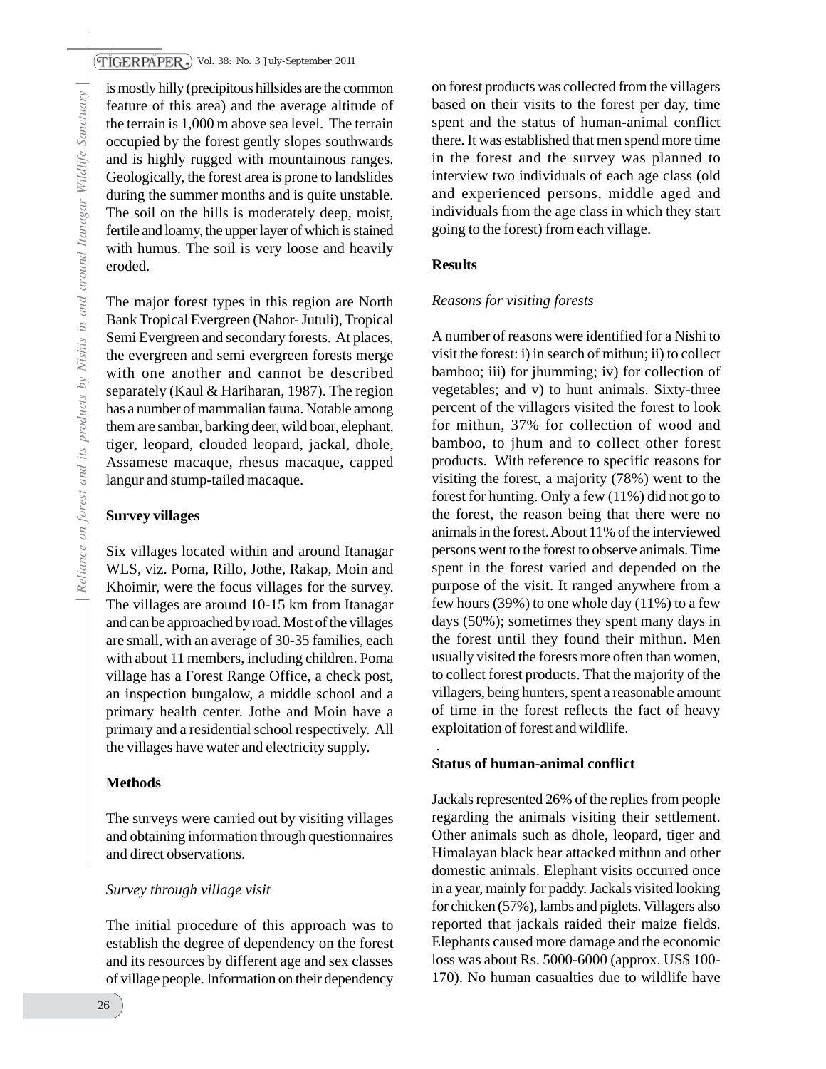is mostly hilly (precipitous hillsides are the common feature of this area) and the average altitude of the terrain is 1,000 m above sea level. The terrain occupied by the forest gently slopes southwards and is highly rugged with mountainous ranges. Geologically, the forest area is prone to landslides during the summer months and is quite unstable. The soil on the hills is moderately deep, moist, fertile and loamy, the upper layer of which is stained with humus. The soil is very loose and heavily eroded.

The major forest types in this region are North Bank Tropical Evergreen (Nahor- Jutuli), Tropical Semi Evergreen and secondary forests. At places, the evergreen and semi evergreen forests merge with one another and cannot be described separately (Kaul & Hariharan, 1987). The region has a number of mammalian fauna. Notable among them are sambar, barking deer, wild boar, elephant, tiger, leopard, clouded leopard, jackal, dhole, Assamese macaque, rhesus macaque, capped langur and stump-tailed macaque.

**Survey villages**

Six villages located within and around Itanagar WLS, viz. Poma, Rillo, Jothe, Rakap, Moin and Khoimir, were the focus villages for the survey. The villages are around 10-15 km from Itanagar and can be approached by road. Most of the villages are small, with an average of 30-35 families, each with about 11 members, including children. Poma village has a Forest Range Office, a check post, an inspection bungalow, a middle school and a primary health center. Jothe and Moin have a primary and a residential school respectively. All the villages have water and electricity supply.

**Methods**

The surveys were carried out by visiting villages and obtaining information through questionnaires and direct observations.

*Survey through village visit*

The initial procedure of this approach was to establish the degree of dependency on the forest and its resources by different age and sex classes of village people. Information on their dependency on forest products was collected from the villagers based on their visits to the forest per day, time spent and the status of human-animal conflict there. It was established that men spend more time in the forest and the survey was planned to interview two individuals of each age class (old and experienced persons, middle aged and individuals from the age class in which they start going to the forest) from each village.

**Results**

*Reasons for visiting forests*

A number of reasons were identified for a Nishi to visit the forest: i) in search of mithun; ii) to collect bamboo; iii) for jhumming; iv) for collection of vegetables; and v) to hunt animals. Sixty-three percent of the villagers visited the forest to look for mithun, 37% for collection of wood and bamboo, to jhum and to collect other forest products. With reference to specific reasons for visiting the forest, a majority (78%) went to the forest for hunting. Only a few (11%) did not go to the forest, the reason being that there were no animals in the forest. About 11% of the interviewed persons went to the forest to observe animals. Time spent in the forest varied and depended on the purpose of the visit. It ranged anywhere from a few hours (39%) to one whole day (11%) to a few days (50%); sometimes they spent many days in the forest until they found their mithun. Men usually visited the forests more often than women, to collect forest products. That the majority of the villagers, being hunters, spent a reasonable amount of time in the forest reflects the fact of heavy exploitation of forest and wildlife.

**Status of human-animal conflict**

Jackals represented 26% of the replies from people regarding the animals visiting their settlement. Other animals such as dhole, leopard, tiger and Himalayan black bear attacked mithun and other domestic animals. Elephant visits occurred once in a year, mainly for paddy. Jackals visited looking for chicken (57%), lambs and piglets. Villagers also reported that jackals raided their maize fields. Elephants caused more damage and the economic loss was about Rs. 5000-6000 (approx. US$ 100-170). No human casualties due to wildlife have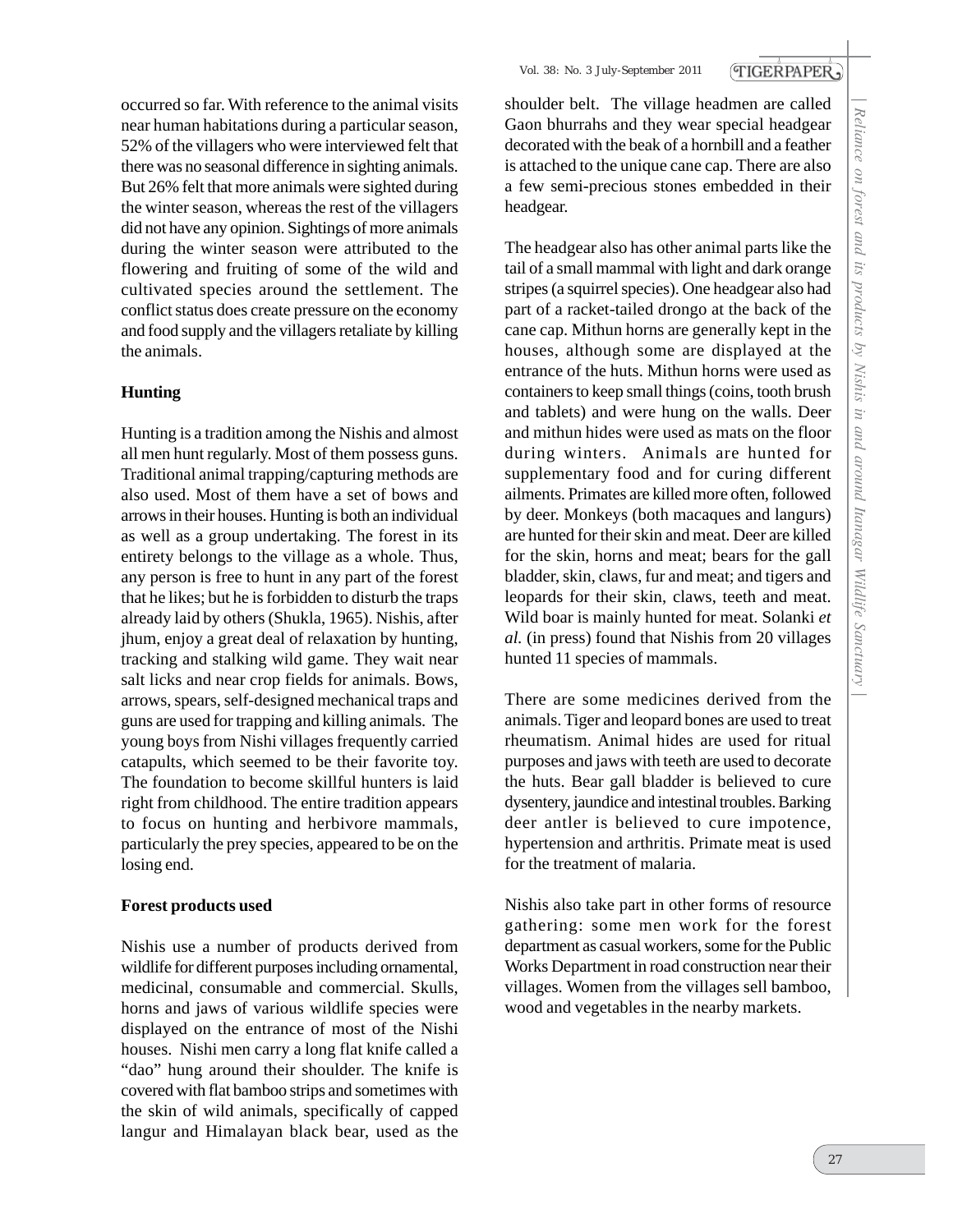occurred so far. With reference to the animal visits near human habitations during a particular season, 52% of the villagers who were interviewed felt that there was no seasonal difference in sighting animals. But 26% felt that more animals were sighted during the winter season, whereas the rest of the villagers did not have any opinion. Sightings of more animals during the winter season were attributed to the flowering and fruiting of some of the wild and cultivated species around the settlement. The conflict status does create pressure on the economy and food supply and the villagers retaliate by killing the animals.

**Hunting**

Hunting is a tradition among the Nishis and almost all men hunt regularly. Most of them possess guns. Traditional animal trapping/capturing methods are also used. Most of them have a set of bows and arrows in their houses. Hunting is both an individual as well as a group undertaking. The forest in its entirety belongs to the village as a whole. Thus, any person is free to hunt in any part of the forest that he likes; but he is forbidden to disturb the traps already laid by others (Shukla, 1965). Nishis, after jhum, enjoy a great deal of relaxation by hunting, tracking and stalking wild game. They wait near salt licks and near crop fields for animals. Bows, arrows, spears, self-designed mechanical traps and guns are used for trapping and killing animals. The young boys from Nishi villages frequently carried catapults, which seemed to be their favorite toy. The foundation to become skillful hunters is laid right from childhood. The entire tradition appears to focus on hunting and herbivore mammals, particularly the prey species, appeared to be on the losing end.

**Forest products used**

Nishis use a number of products derived from wildlife for different purposes including ornamental, medicinal, consumable and commercial. Skulls, horns and jaws of various wildlife species were displayed on the entrance of most of the Nishi houses. Nishi men carry a long flat knife called a "dao" hung around their shoulder. The knife is covered with flat bamboo strips and sometimes with the skin of wild animals, specifically of capped langur and Himalayan black bear, used as the shoulder belt. The village headmen are called Gaon bhurrahs and they wear special headgear decorated with the beak of a hornbill and a feather is attached to the unique cane cap. There are also a few semi-precious stones embedded in their headgear.

The headgear also has other animal parts like the tail of a small mammal with light and dark orange stripes (a squirrel species). One headgear also had part of a racket-tailed drongo at the back of the cane cap. Mithun horns are generally kept in the houses, although some are displayed at the entrance of the huts. Mithun horns were used as containers to keep small things (coins, tooth brush and tablets) and were hung on the walls. Deer and mithun hides were used as mats on the floor during winters. Animals are hunted for supplementary food and for curing different ailments. Primates are killed more often, followed by deer. Monkeys (both macaques and langurs) are hunted for their skin and meat. Deer are killed for the skin, horns and meat; bears for the gall bladder, skin, claws, fur and meat; and tigers and leopards for their skin, claws, teeth and meat. Wild boar is mainly hunted for meat. Solanki *et al.* (in press) found that Nishis from 20 villages hunted 11 species of mammals.

There are some medicines derived from the animals. Tiger and leopard bones are used to treat rheumatism. Animal hides are used for ritual purposes and jaws with teeth are used to decorate the huts. Bear gall bladder is believed to cure dysentery, jaundice and intestinal troubles. Barking deer antler is believed to cure impotence, hypertension and arthritis. Primate meat is used for the treatment of malaria.

Nishis also take part in other forms of resource gathering: some men work for the forest department as casual workers, some for the Public Works Department in road construction near their villages. Women from the villages sell bamboo, wood and vegetables in the nearby markets.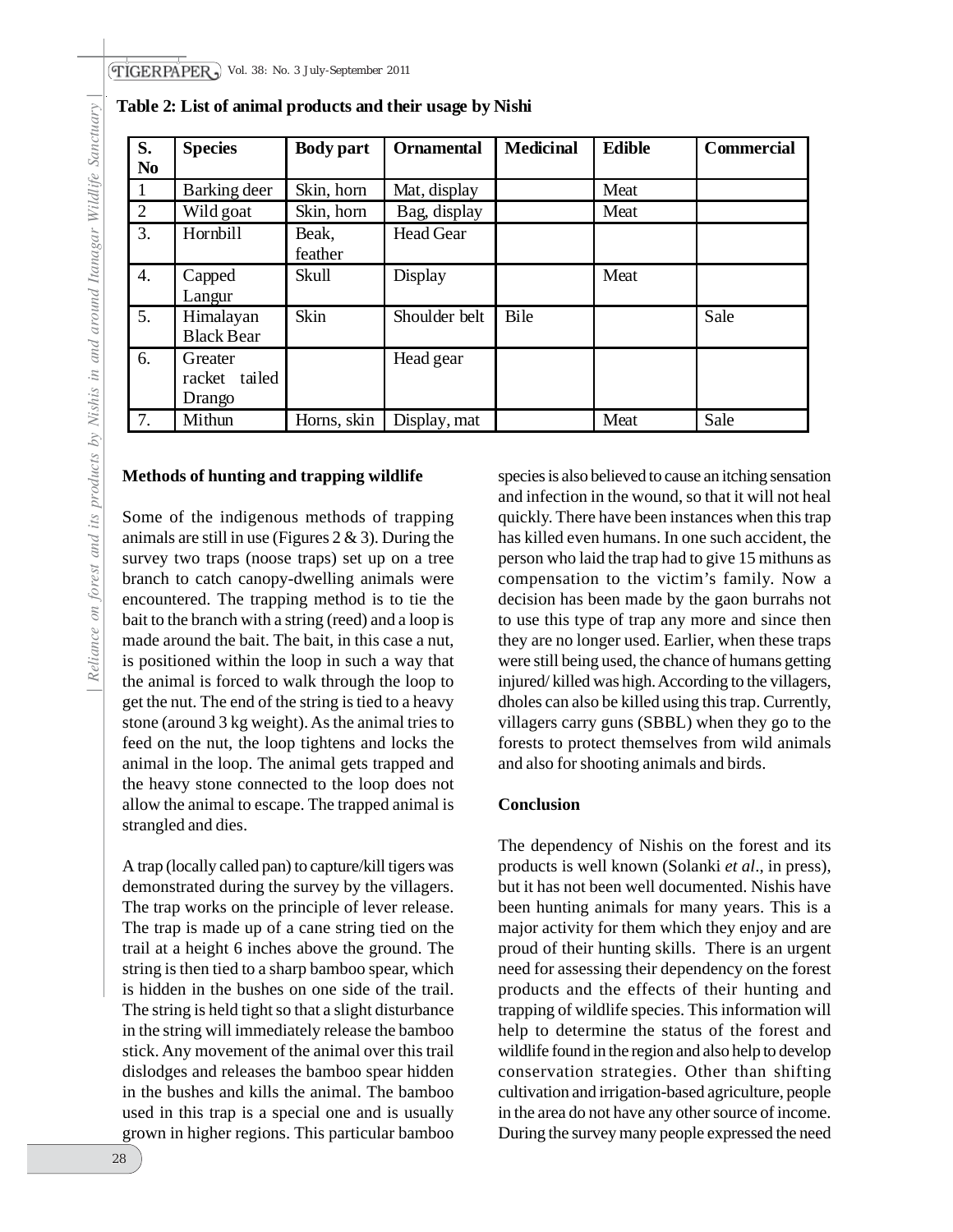**Table 2: List of animal products and their usage by Nishi**

| S. No | Species | Body part | Ornamental | Medicinal | Edible | Commercial |
|---|---|---|---|---|---|---|
| 1 | Barking deer | Skin, horn | Mat, display | | Meat | |
| 2 | Wild goat | Skin, horn | Bag, display | | Meat | |
| 3. | Hornbill | Beak, feather | Head Gear | | | |
| 4. | Capped Langur | Skull | Display | | Meat | |
| 5. | Himalayan Black Bear | Skin | Shoulder belt | Bile | | Sale |
| 6. | Greater racket tailed Drango | | Head gear | | | |
| 7. | Mithun | Horns, skin | Display, mat | | Meat | Sale |

**Methods of hunting and trapping wildlife**

Some of the indigenous methods of trapping animals are still in use (Figures 2 & 3). During the survey two traps (noose traps) set up on a tree branch to catch canopy-dwelling animals were encountered. The trapping method is to tie the bait to the branch with a string (reed) and a loop is made around the bait. The bait, in this case a nut, is positioned within the loop in such a way that the animal is forced to walk through the loop to get the nut. The end of the string is tied to a heavy stone (around 3 kg weight). As the animal tries to feed on the nut, the loop tightens and locks the animal in the loop. The animal gets trapped and the heavy stone connected to the loop does not allow the animal to escape. The trapped animal is strangled and dies.

A trap (locally called pan) to capture/kill tigers was demonstrated during the survey by the villagers. The trap works on the principle of lever release. The trap is made up of a cane string tied on the trail at a height 6 inches above the ground. The string is then tied to a sharp bamboo spear, which is hidden in the bushes on one side of the trail. The string is held tight so that a slight disturbance in the string will immediately release the bamboo stick. Any movement of the animal over this trail dislodges and releases the bamboo spear hidden in the bushes and kills the animal. The bamboo used in this trap is a special one and is usually grown in higher regions. This particular bamboo species is also believed to cause an itching sensation and infection in the wound, so that it will not heal quickly. There have been instances when this trap has killed even humans. In one such accident, the person who laid the trap had to give 15 mithuns as compensation to the victim's family. Now a decision has been made by the gaon burrahs not to use this type of trap any more and since then they are no longer used. Earlier, when these traps were still being used, the chance of humans getting injured/ killed was high. According to the villagers, dholes can also be killed using this trap. Currently, villagers carry guns (SBBL) when they go to the forests to protect themselves from wild animals and also for shooting animals and birds.

**Conclusion**

The dependency of Nishis on the forest and its products is well known (Solanki *et al*., in press), but it has not been well documented. Nishis have been hunting animals for many years. This is a major activity for them which they enjoy and are proud of their hunting skills. There is an urgent need for assessing their dependency on the forest products and the effects of their hunting and trapping of wildlife species. This information will help to determine the status of the forest and wildlife found in the region and also help to develop conservation strategies. Other than shifting cultivation and irrigation-based agriculture, people in the area do not have any other source of income. During the survey many people expressed the need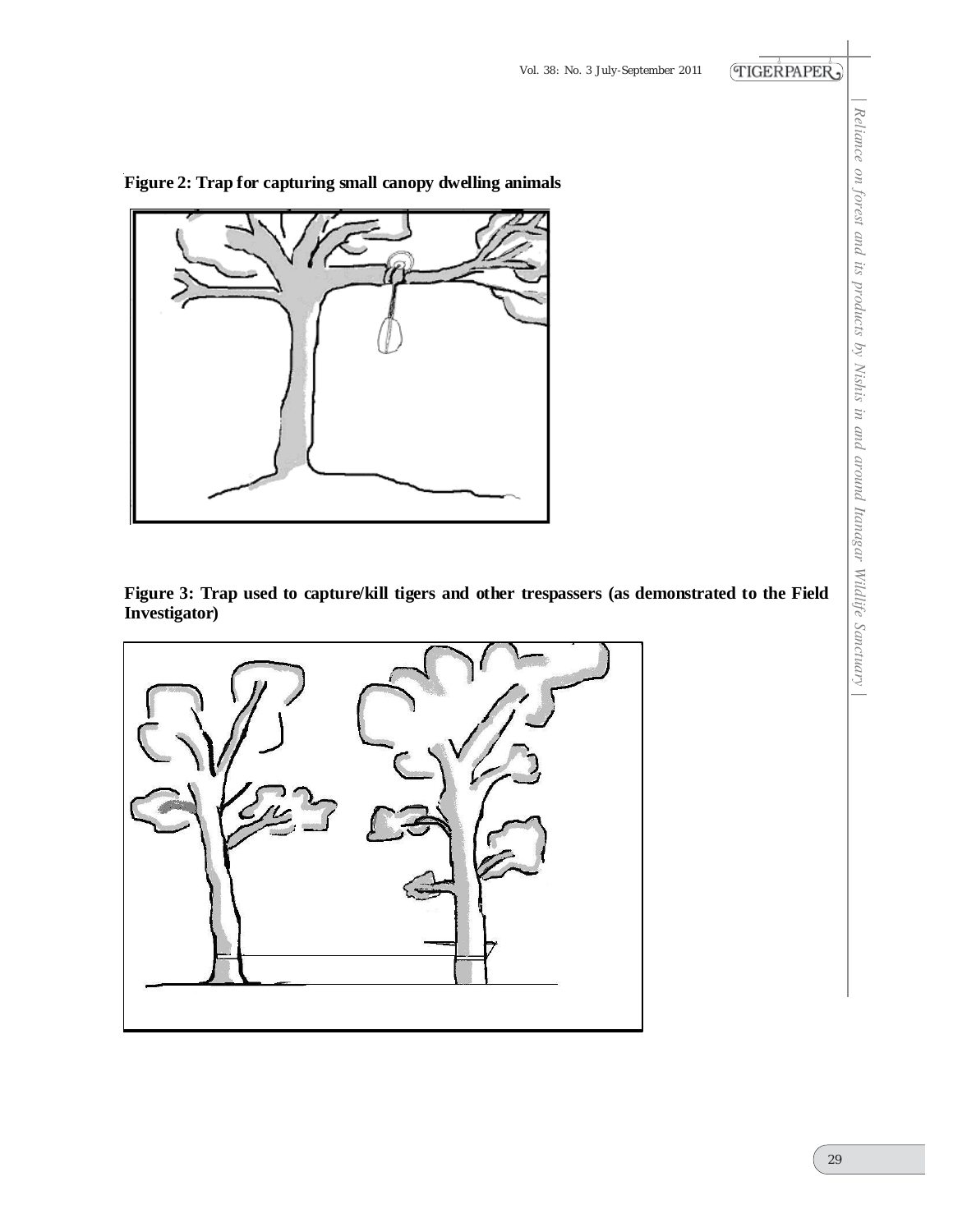**Figure 2: Trap for capturing small canopy dwelling animals**

**Figure 3: Trap used to capture/kill tigers and other trespassers (as demonstrated to the Field Investigator)**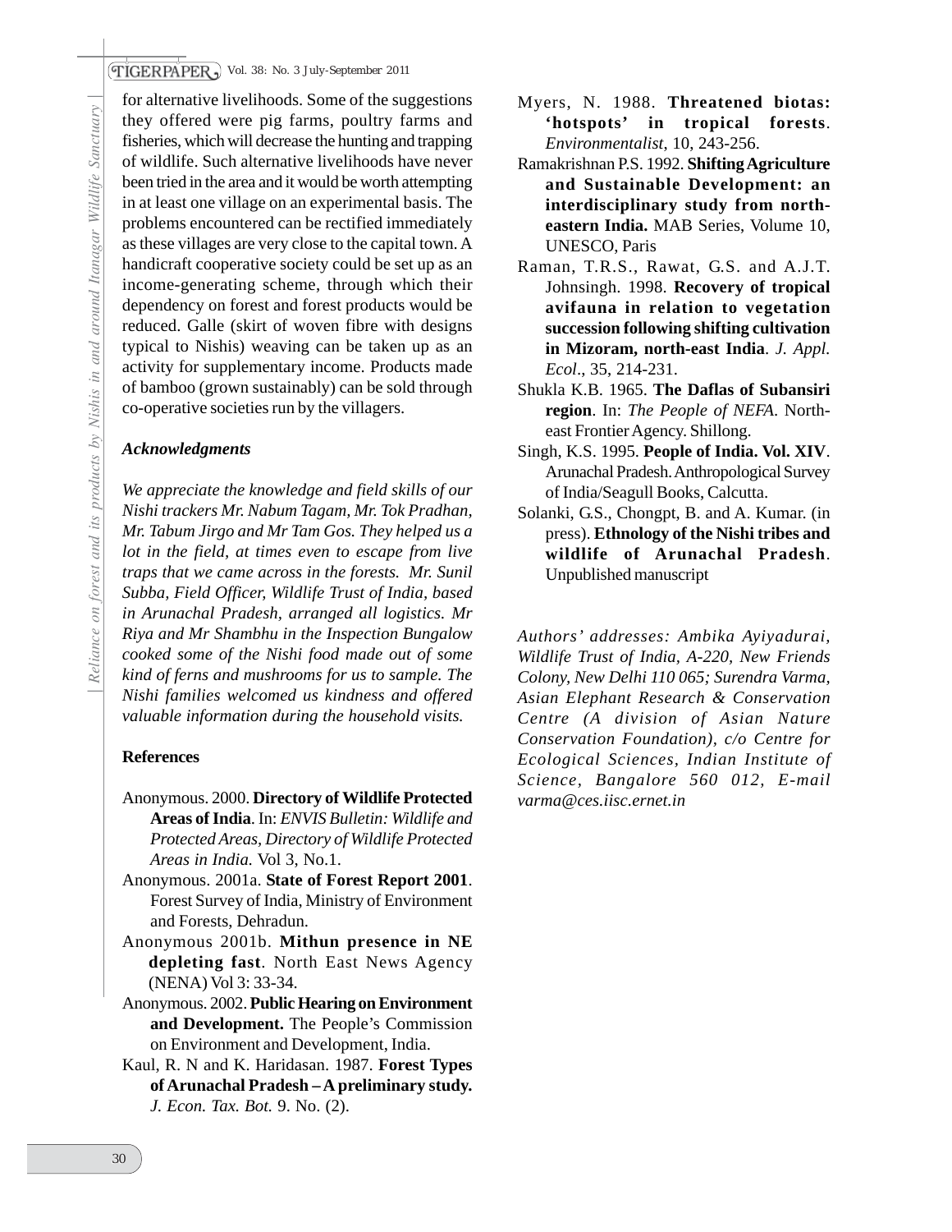for alternative livelihoods. Some of the suggestions they offered were pig farms, poultry farms and fisheries, which will decrease the hunting and trapping of wildlife. Such alternative livelihoods have never been tried in the area and it would be worth attempting in at least one village on an experimental basis. The problems encountered can be rectified immediately as these villages are very close to the capital town. A handicraft cooperative society could be set up as an income-generating scheme, through which their dependency on forest and forest products would be reduced. Galle (skirt of woven fibre with designs typical to Nishis) weaving can be taken up as an activity for supplementary income. Products made of bamboo (grown sustainably) can be sold through co-operative societies run by the villagers.

### *Acknowledgments*

*We appreciate the knowledge and field skills of our Nishi trackers Mr. Nabum Tagam, Mr. Tok Pradhan, Mr. Tabum Jirgo and Mr Tam Gos. They helped us a lot in the field, at times even to escape from live traps that we came across in the forests. Mr. Sunil Subba, Field Officer, Wildlife Trust of India, based in Arunachal Pradesh, arranged all logistics. Mr Riya and Mr Shambhu in the Inspection Bungalow cooked some of the Nishi food made out of some kind of ferns and mushrooms for us to sample. The Nishi families welcomed us kindness and offered valuable information during the household visits.*

### References

Anonymous. 2000. **Directory of Wildlife Protected Areas of India**. In: *ENVIS Bulletin: Wildlife and Protected Areas, Directory of Wildlife Protected Areas in India.* Vol 3, No.1.

Anonymous. 2001a. **State of Forest Report 2001**. Forest Survey of India, Ministry of Environment and Forests, Dehradun.

Anonymous 2001b. **Mithun presence in NE depleting fast**. North East News Agency (NENA) Vol 3: 33-34.

Anonymous. 2002. **Public Hearing on Environment and Development.** The People's Commission on Environment and Development, India.

Kaul, R. N and K. Haridasan. 1987. **Forest Types of Arunachal Pradesh – A preliminary study.** *J. Econ. Tax. Bot.* 9. No. (2).

Myers, N. 1988. **Threatened biotas: 'hotspots' in tropical forests**. *Environmentalist*, 10, 243-256.

Ramakrishnan P.S. 1992. **Shifting Agriculture and Sustainable Development: an interdisciplinary study from north-eastern India.** MAB Series, Volume 10, UNESCO, Paris

Raman, T.R.S., Rawat, G.S. and A.J.T. Johnsingh. 1998. **Recovery of tropical avifauna in relation to vegetation succession following shifting cultivation in Mizoram, north-east India**. *J. Appl. Ecol*., 35, 214-231.

Shukla K.B. 1965. **The Daflas of Subansiri region**. In: *The People of NEFA*. North-east Frontier Agency. Shillong.

Singh, K.S. 1995. **People of India. Vol. XIV**. Arunachal Pradesh. Anthropological Survey of India/Seagull Books, Calcutta.

Solanki, G.S., Chongpt, B. and A. Kumar. (in press). **Ethnology of the Nishi tribes and wildlife of Arunachal Pradesh**. Unpublished manuscript

*Authors' addresses: Ambika Ayiyadurai, Wildlife Trust of India, A-220, New Friends Colony, New Delhi 110 065; Surendra Varma, Asian Elephant Research & Conservation Centre (A division of Asian Nature Conservation Foundation), c/o Centre for Ecological Sciences, Indian Institute of Science, Bangalore 560 012, E-mail varma@ces.iisc.ernet.in*